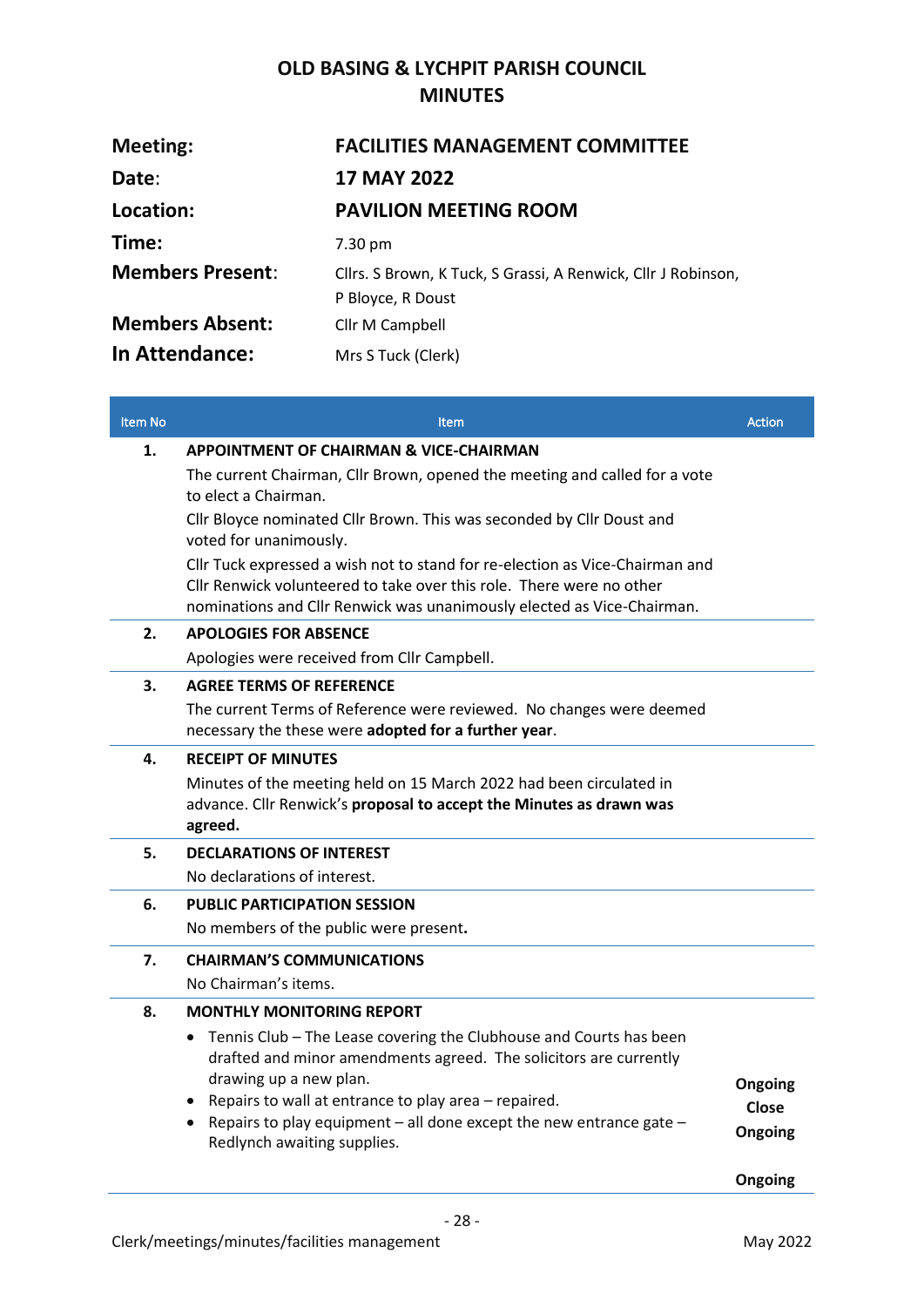# OLD BASING & LYCHPIT PARISH COUNCIL
# MINUTES

| | |
|---|---|
| **Meeting:** | **FACILITIES MANAGEMENT COMMITTEE** |
| **Date:** | **17 MAY 2022** |
| **Location:** | **PAVILION MEETING ROOM** |
| **Time:** | 7.30 pm |
| **Members Present:** | Cllrs. S Brown, K Tuck, S Grassi, A Renwick, Cllr J Robinson, P Bloyce, R Doust |
| **Members Absent:** | Cllr M Campbell |
| **In Attendance:** | Mrs S Tuck (Clerk) |

| Item No | Item | Action |
|---|---|---|
| **1.** | **APPOINTMENT OF CHAIRMAN & VICE-CHAIRMAN**<br>The current Chairman, Cllr Brown, opened the meeting and called for a vote to elect a Chairman.<br>Cllr Bloyce nominated Cllr Brown. This was seconded by Cllr Doust and voted for unanimously.<br>Cllr Tuck expressed a wish not to stand for re-election as Vice-Chairman and Cllr Renwick volunteered to take over this role. There were no other nominations and Cllr Renwick was unanimously elected as Vice-Chairman. | |
| **2.** | **APOLOGIES FOR ABSENCE**<br>Apologies were received from Cllr Campbell. | |
| **3.** | **AGREE TERMS OF REFERENCE**<br>The current Terms of Reference were reviewed. No changes were deemed necessary the these were **adopted for a further year**. | |
| **4.** | **RECEIPT OF MINUTES**<br>Minutes of the meeting held on 15 March 2022 had been circulated in advance. Cllr Renwick's **proposal to accept the Minutes as drawn was agreed.** | |
| **5.** | **DECLARATIONS OF INTEREST**<br>No declarations of interest. | |
| **6.** | **PUBLIC PARTICIPATION SESSION**<br>No members of the public were present**.** | |
| **7.** | **CHAIRMAN'S COMMUNICATIONS**<br>No Chairman's items. | |
| **8.** | **MONTHLY MONITORING REPORT**<br>• Tennis Club – The Lease covering the Clubhouse and Courts has been drafted and minor amendments agreed. The solicitors are currently drawing up a new plan.<br>• Repairs to wall at entrance to play area – repaired.<br>• Repairs to play equipment – all done except the new entrance gate – Redlynch awaiting supplies. | **Ongoing**<br>**Close**<br>**Ongoing**<br><br>**Ongoing** |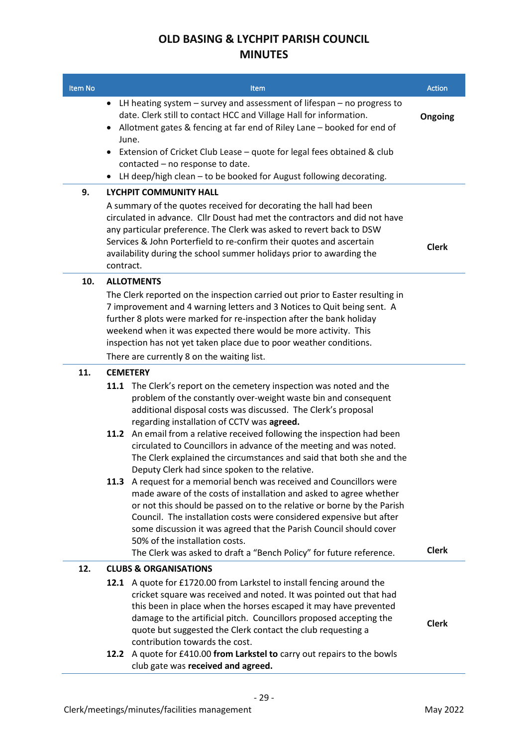# OLD BASING & LYCHPIT PARISH COUNCIL
# MINUTES

| Item No | Item | Action |
|---|---|---|
| | • LH heating system – survey and assessment of lifespan – no progress to date. Clerk still to contact HCC and Village Hall for information.<br>• Allotment gates & fencing at far end of Riley Lane – booked for end of June.<br>• Extension of Cricket Club Lease – quote for legal fees obtained & club contacted – no response to date.<br>• LH deep/high clean – to be booked for August following decorating. | **Ongoing** |
| **9.** | **LYCHPIT COMMUNITY HALL**<br>A summary of the quotes received for decorating the hall had been circulated in advance. Cllr Doust had met the contractors and did not have any particular preference. The Clerk was asked to revert back to DSW Services & John Porterfield to re-confirm their quotes and ascertain availability during the school summer holidays prior to awarding the contract. | **Clerk** |
| **10.** | **ALLOTMENTS**<br>The Clerk reported on the inspection carried out prior to Easter resulting in 7 improvement and 4 warning letters and 3 Notices to Quit being sent. A further 8 plots were marked for re-inspection after the bank holiday weekend when it was expected there would be more activity. This inspection has not yet taken place due to poor weather conditions.<br>There are currently 8 on the waiting list. | |
| **11.** | **CEMETERY**<br>**11.1** The Clerk's report on the cemetery inspection was noted and the problem of the constantly over-weight waste bin and consequent additional disposal costs was discussed. The Clerk's proposal regarding installation of CCTV was **agreed.**<br>**11.2** An email from a relative received following the inspection had been circulated to Councillors in advance of the meeting and was noted. The Clerk explained the circumstances and said that both she and the Deputy Clerk had since spoken to the relative.<br>**11.3** A request for a memorial bench was received and Councillors were made aware of the costs of installation and asked to agree whether or not this should be passed on to the relative or borne by the Parish Council. The installation costs were considered expensive but after some discussion it was agreed that the Parish Council should cover 50% of the installation costs.<br>The Clerk was asked to draft a "Bench Policy" for future reference. | **Clerk** |
| **12.** | **CLUBS & ORGANISATIONS**<br>**12.1** A quote for £1720.00 from Larkstel to install fencing around the cricket square was received and noted. It was pointed out that had this been in place when the horses escaped it may have prevented damage to the artificial pitch. Councillors proposed accepting the quote but suggested the Clerk contact the club requesting a contribution towards the cost.<br>**12.2** A quote for £410.00 **from Larkstel to** carry out repairs to the bowls club gate was **received and agreed.** | **Clerk** |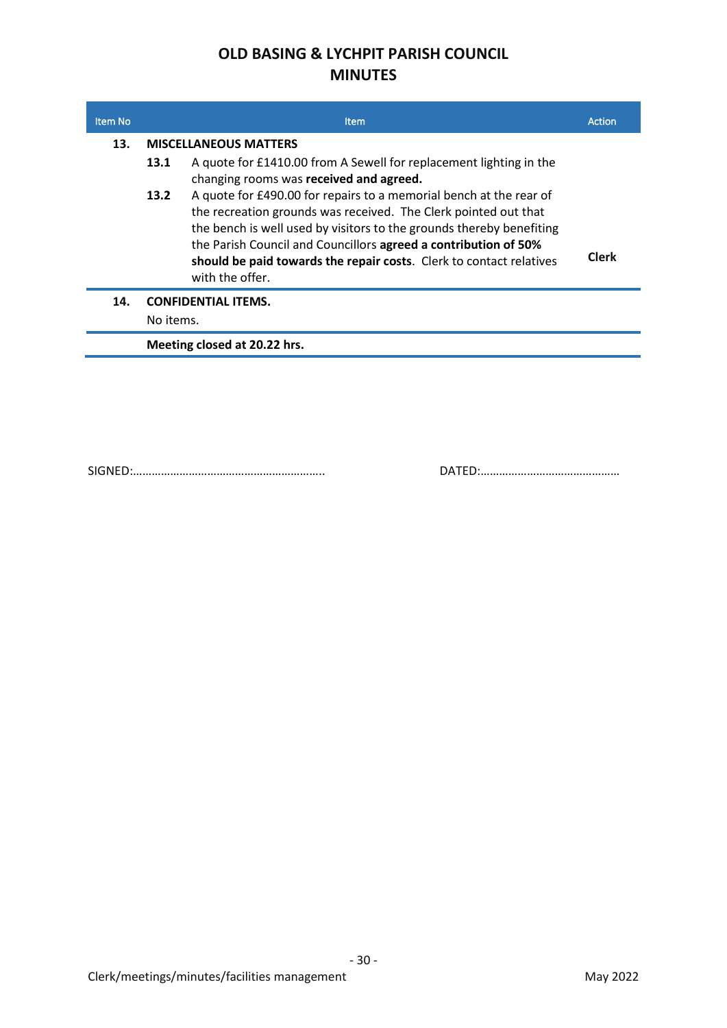# OLD BASING & LYCHPIT PARISH COUNCIL
# MINUTES

| Item No | Item | Action |
|---|---|---|
| **13.** | **MISCELLANEOUS MATTERS** | |
| | **13.1** A quote for £1410.00 from A Sewell for replacement lighting in the changing rooms was **received and agreed.** | |
| | **13.2** A quote for £490.00 for repairs to a memorial bench at the rear of the recreation grounds was received. The Clerk pointed out that the bench is well used by visitors to the grounds thereby benefiting the Parish Council and Councillors **agreed a contribution of 50% should be paid towards the repair costs**. Clerk to contact relatives with the offer. | **Clerk** |
| **14.** | **CONFIDENTIAL ITEMS.** | |
| | No items. | |
| | **Meeting closed at 20.22 hrs.** | |

SIGNED:…………………………………………………..  DATED:………………………………………

Clerk/meetings/minutes/facilities management  May 2022